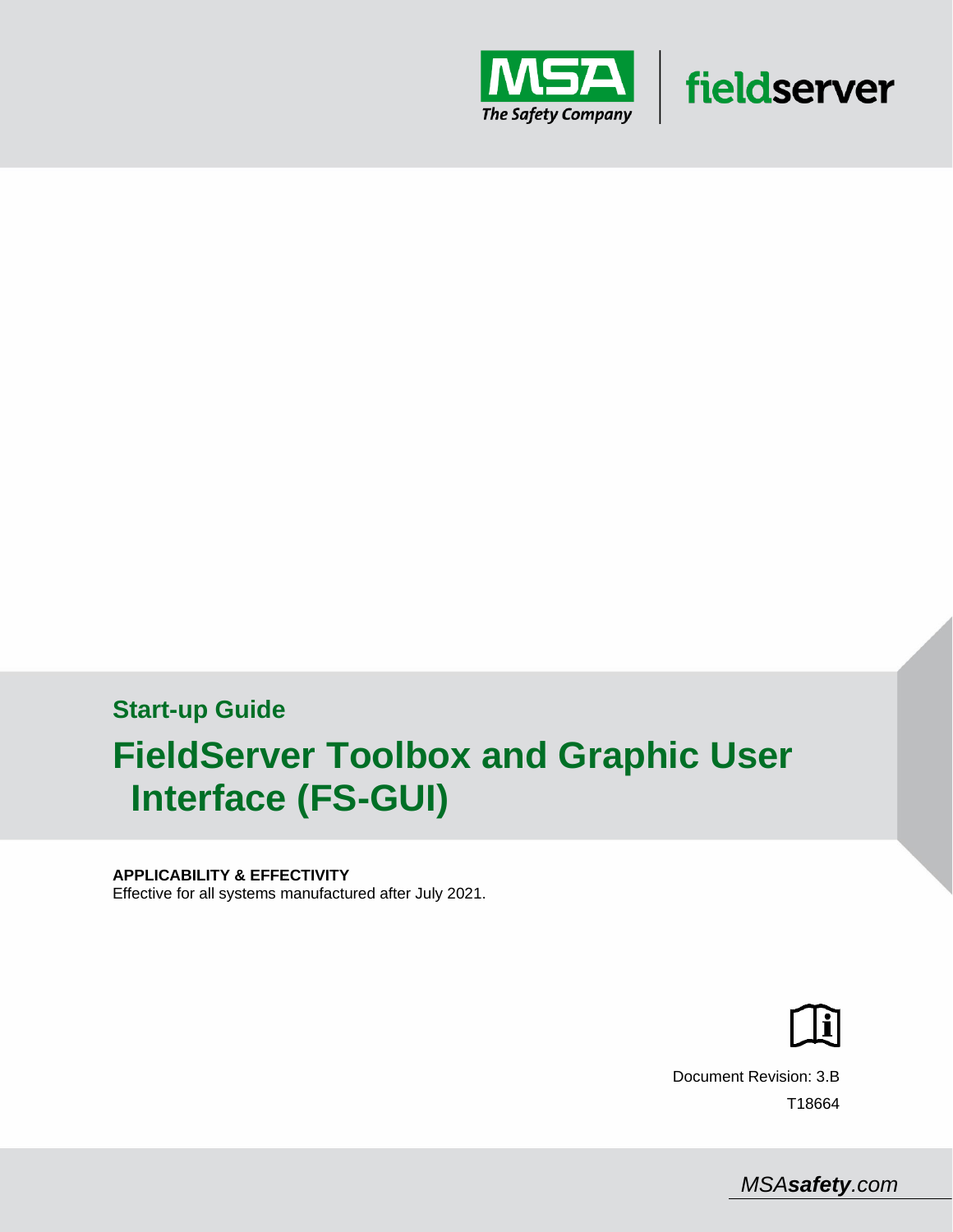MSA The Safety Company | fieldserver

**Start-up Guide**

# FieldServer Toolbox and Graphic User Interface (FS-GUI)

**APPLICABILITY & EFFECTIVITY**

Effective for all systems manufactured after July 2021.

Document Revision: 3.B

T18664

MSA*safety*.com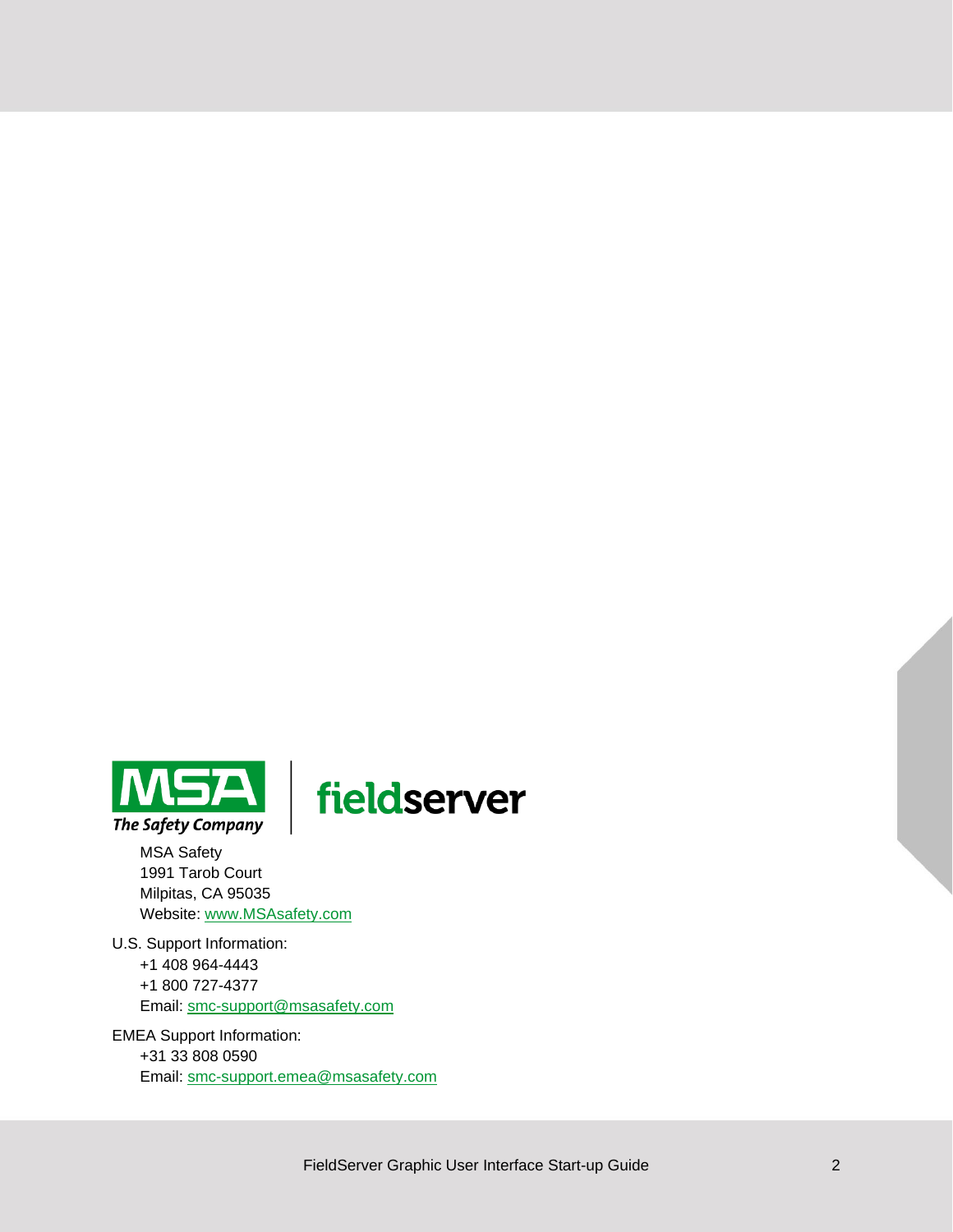MSA Safety
1991 Tarob Court
Milpitas, CA 95035
Website: www.MSAsafety.com

U.S. Support Information:
+1 408 964-4443
+1 800 727-4377
Email: smc-support@msasafety.com

EMEA Support Information:
+31 33 808 0590
Email: smc-support.emea@msasafety.com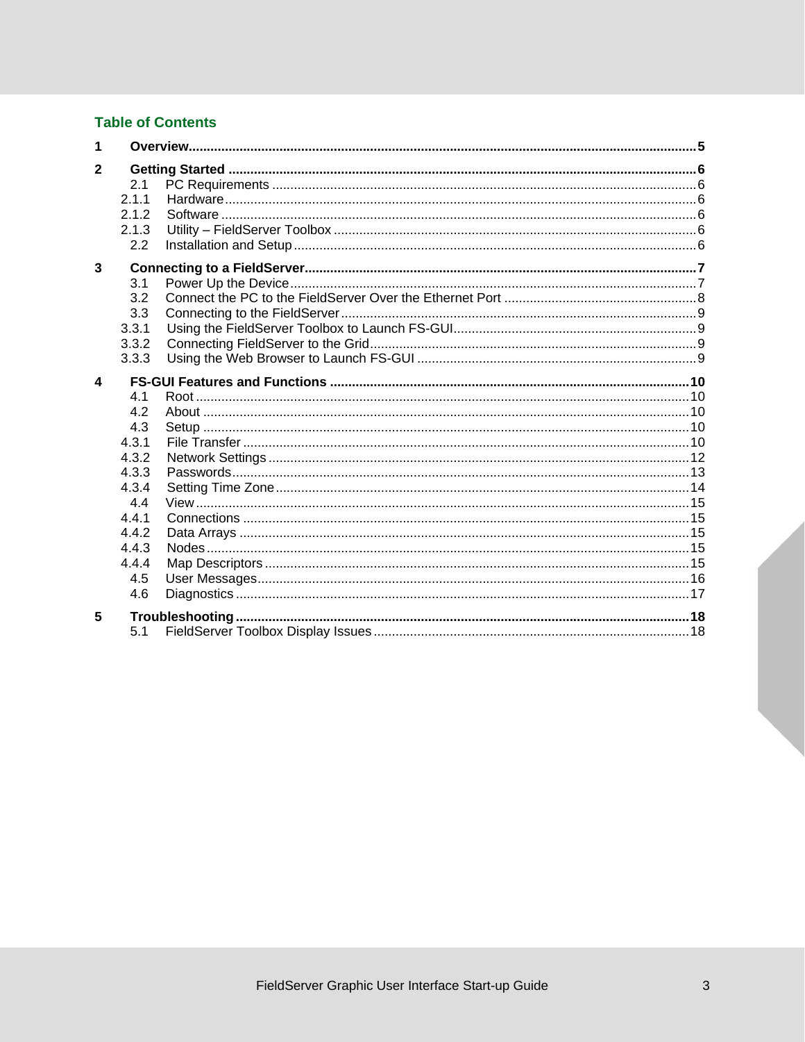## Table of Contents

1 Overview...5

2 Getting Started ...6
- 2.1 PC Requirements ...6
  - 2.1.1 Hardware...6
  - 2.1.2 Software ...6
  - 2.1.3 Utility – FieldServer Toolbox ...6
- 2.2 Installation and Setup...6

3 Connecting to a FieldServer...7
- 3.1 Power Up the Device...7
- 3.2 Connect the PC to the FieldServer Over the Ethernet Port ...8
- 3.3 Connecting to the FieldServer...9
  - 3.3.1 Using the FieldServer Toolbox to Launch FS-GUI...9
  - 3.3.2 Connecting FieldServer to the Grid...9
  - 3.3.3 Using the Web Browser to Launch FS-GUI ...9

4 FS-GUI Features and Functions ...10
- 4.1 Root ...10
- 4.2 About ...10
- 4.3 Setup ...10
  - 4.3.1 File Transfer ...10
  - 4.3.2 Network Settings ...12
  - 4.3.3 Passwords...13
  - 4.3.4 Setting Time Zone...14
- 4.4 View...15
  - 4.4.1 Connections ...15
  - 4.4.2 Data Arrays ...15
  - 4.4.3 Nodes...15
  - 4.4.4 Map Descriptors ...15
- 4.5 User Messages...16
- 4.6 Diagnostics ...17

5 Troubleshooting...18
- 5.1 FieldServer Toolbox Display Issues...18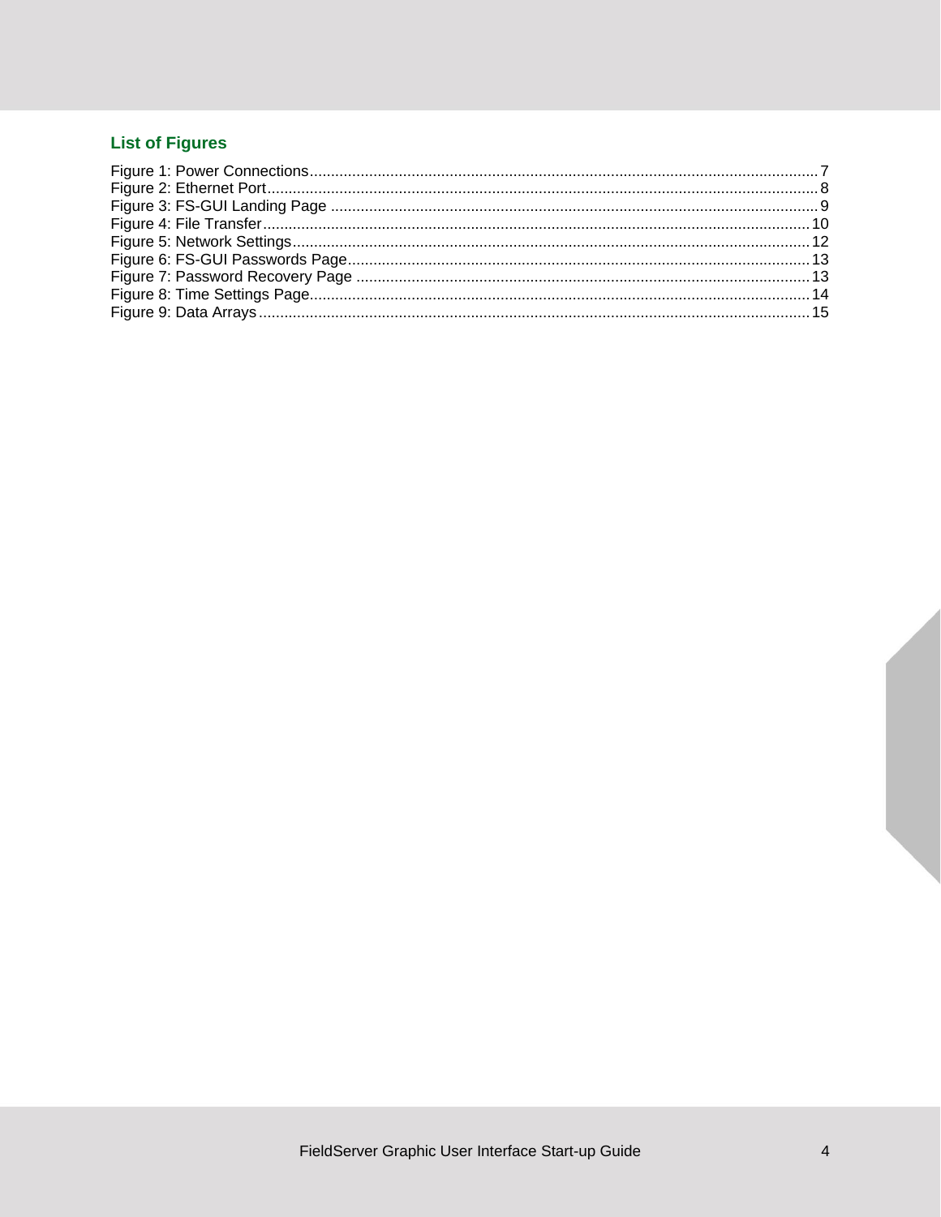## List of Figures

Figure 1: Power Connections....................................................................................................................... 7
Figure 2: Ethernet Port................................................................................................................................ 8
Figure 3: FS-GUI Landing Page .................................................................................................................. 9
Figure 4: File Transfer................................................................................................................................ 10
Figure 5: Network Settings......................................................................................................................... 12
Figure 6: FS-GUI Passwords Page............................................................................................................ 13
Figure 7: Password Recovery Page .......................................................................................................... 13
Figure 8: Time Settings Page..................................................................................................................... 14
Figure 9: Data Arrays ................................................................................................................................. 15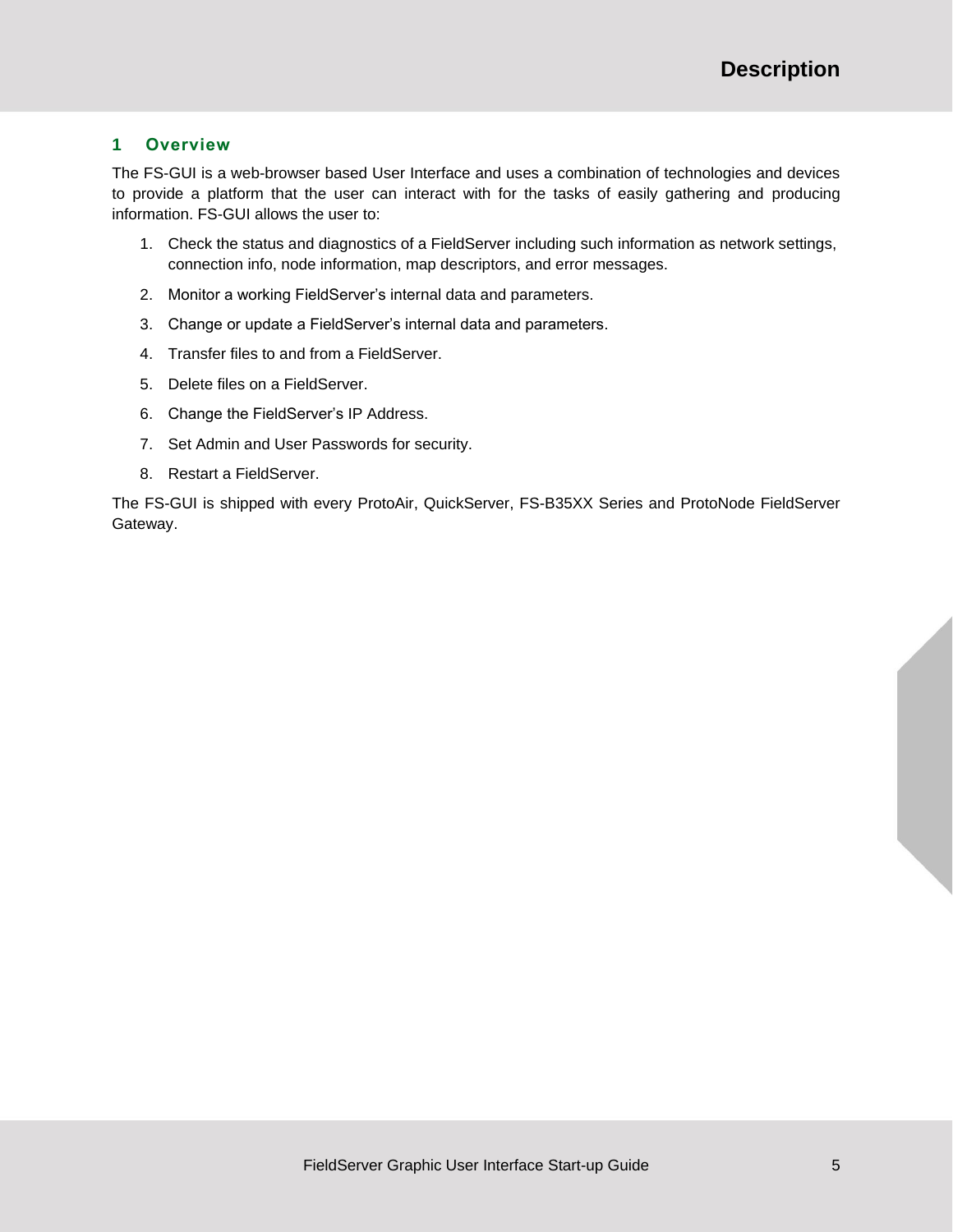# 1 Overview

The FS-GUI is a web-browser based User Interface and uses a combination of technologies and devices to provide a platform that the user can interact with for the tasks of easily gathering and producing information. FS-GUI allows the user to:

1. Check the status and diagnostics of a FieldServer including such information as network settings, connection info, node information, map descriptors, and error messages.
2. Monitor a working FieldServer's internal data and parameters.
3. Change or update a FieldServer's internal data and parameters.
4. Transfer files to and from a FieldServer.
5. Delete files on a FieldServer.
6. Change the FieldServer's IP Address.
7. Set Admin and User Passwords for security.
8. Restart a FieldServer.

The FS-GUI is shipped with every ProtoAir, QuickServer, FS-B35XX Series and ProtoNode FieldServer Gateway.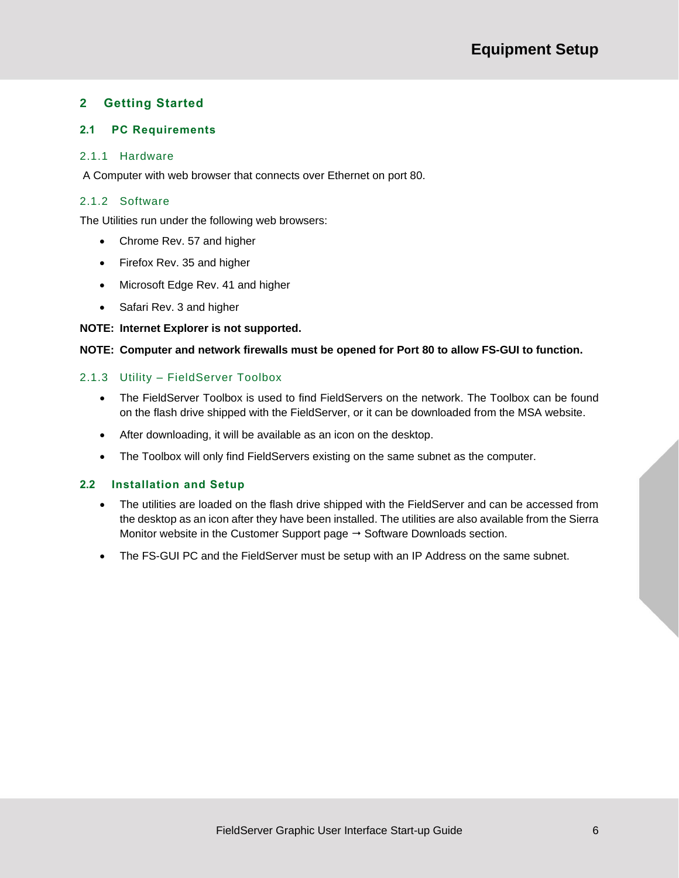# 2 Getting Started

## 2.1 PC Requirements

### 2.1.1 Hardware

A Computer with web browser that connects over Ethernet on port 80.

### 2.1.2 Software

The Utilities run under the following web browsers:

- Chrome Rev. 57 and higher
- Firefox Rev. 35 and higher
- Microsoft Edge Rev. 41 and higher
- Safari Rev. 3 and higher

**NOTE: Internet Explorer is not supported.**

**NOTE: Computer and network firewalls must be opened for Port 80 to allow FS-GUI to function.**

### 2.1.3 Utility – FieldServer Toolbox

- The FieldServer Toolbox is used to find FieldServers on the network. The Toolbox can be found on the flash drive shipped with the FieldServer, or it can be downloaded from the MSA website.
- After downloading, it will be available as an icon on the desktop.
- The Toolbox will only find FieldServers existing on the same subnet as the computer.

## 2.2 Installation and Setup

- The utilities are loaded on the flash drive shipped with the FieldServer and can be accessed from the desktop as an icon after they have been installed. The utilities are also available from the Sierra Monitor website in the Customer Support page → Software Downloads section.
- The FS-GUI PC and the FieldServer must be setup with an IP Address on the same subnet.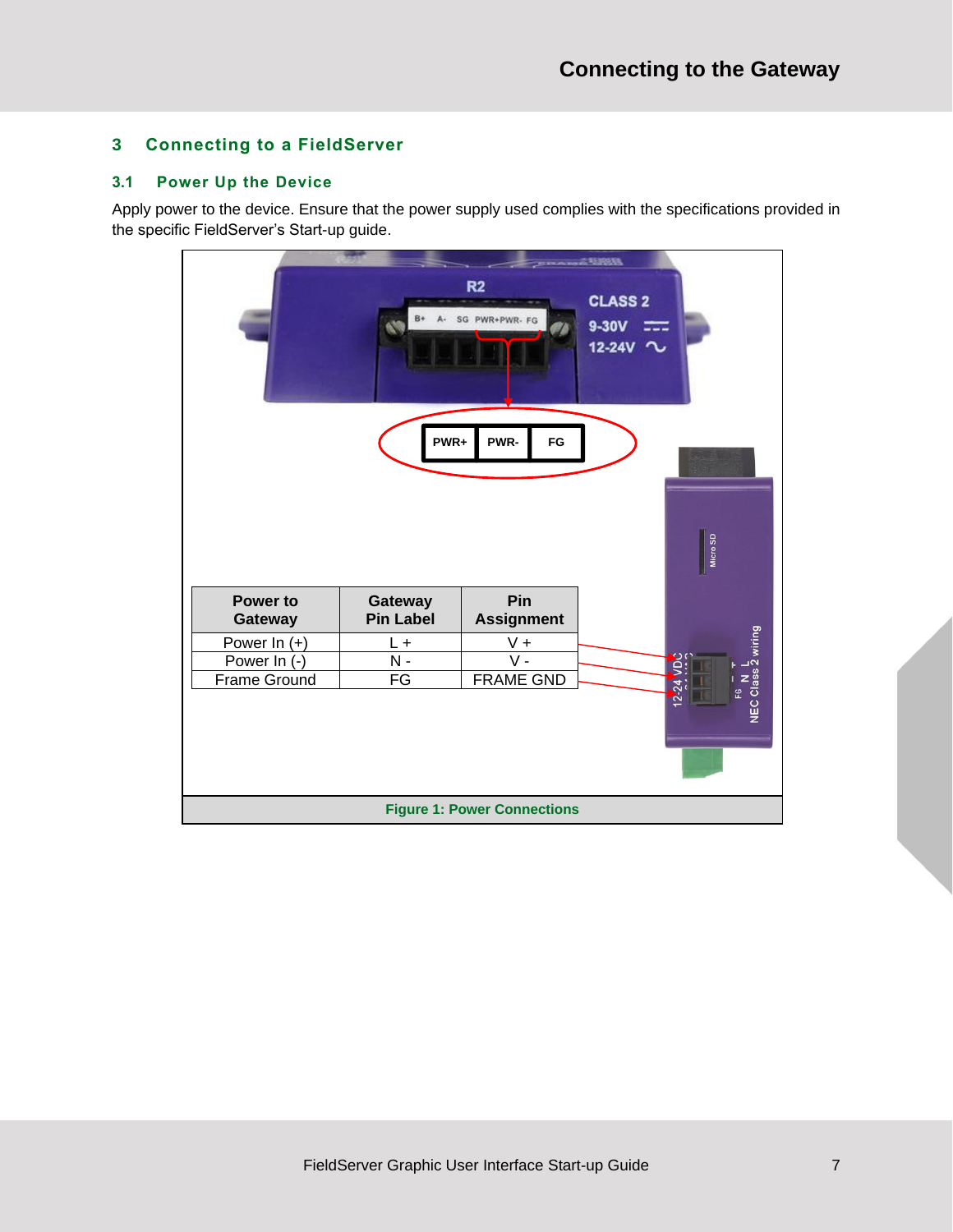# 3 Connecting to a FieldServer

## 3.1 Power Up the Device

Apply power to the device. Ensure that the power supply used complies with the specifications provided in the specific FieldServer's Start-up guide.

| Power to Gateway | Gateway Pin Label | Pin Assignment |
|---|---|---|
| Power In (+) | L + | V + |
| Power In (-) | N - | V - |
| Frame Ground | FG | FRAME GND |

Figure 1: Power Connections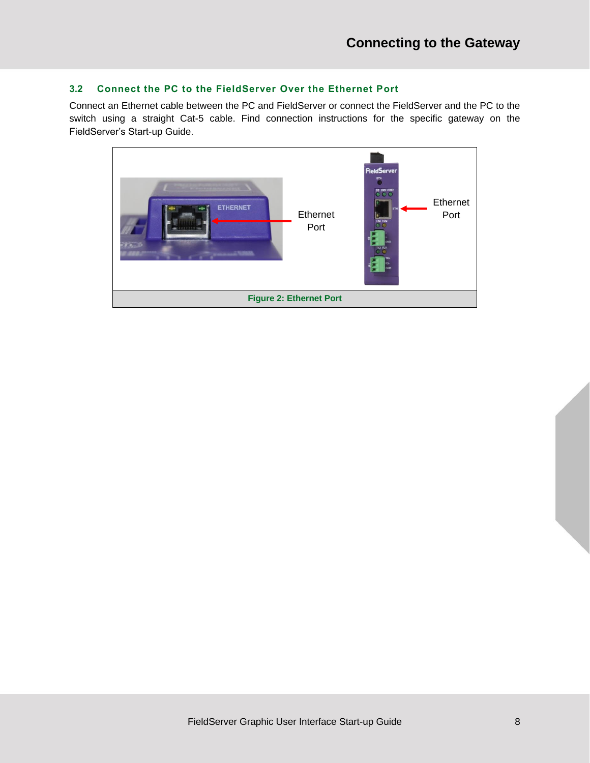## 3.2 Connect the PC to the FieldServer Over the Ethernet Port

Connect an Ethernet cable between the PC and FieldServer or connect the FieldServer and the PC to the switch using a straight Cat-5 cable. Find connection instructions for the specific gateway on the FieldServer's Start-up Guide.

Ethernet Port

Ethernet Port

**Figure 2: Ethernet Port**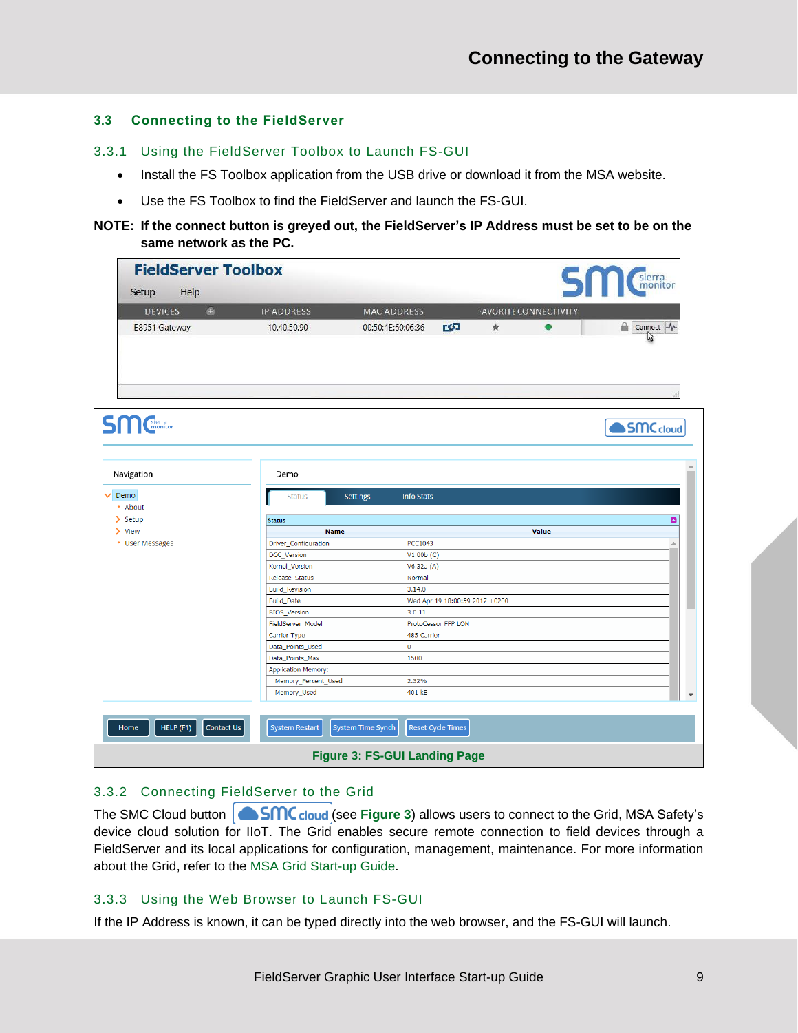## 3.3 Connecting to the FieldServer

### 3.3.1 Using the FieldServer Toolbox to Launch FS-GUI

- Install the FS Toolbox application from the USB drive or download it from the MSA website.
- Use the FS Toolbox to find the FieldServer and launch the FS-GUI.

**NOTE: If the connect button is greyed out, the FieldServer's IP Address must be set to be on the same network as the PC.**

Figure 3: FS-GUI Landing Page

### 3.3.2 Connecting FieldServer to the Grid

The SMC Cloud button (see **Figure 3**) allows users to connect to the Grid, MSA Safety's device cloud solution for IIoT. The Grid enables secure remote connection to field devices through a FieldServer and its local applications for configuration, management, maintenance. For more information about the Grid, refer to the MSA Grid Start-up Guide.

### 3.3.3 Using the Web Browser to Launch FS-GUI

If the IP Address is known, it can be typed directly into the web browser, and the FS-GUI will launch.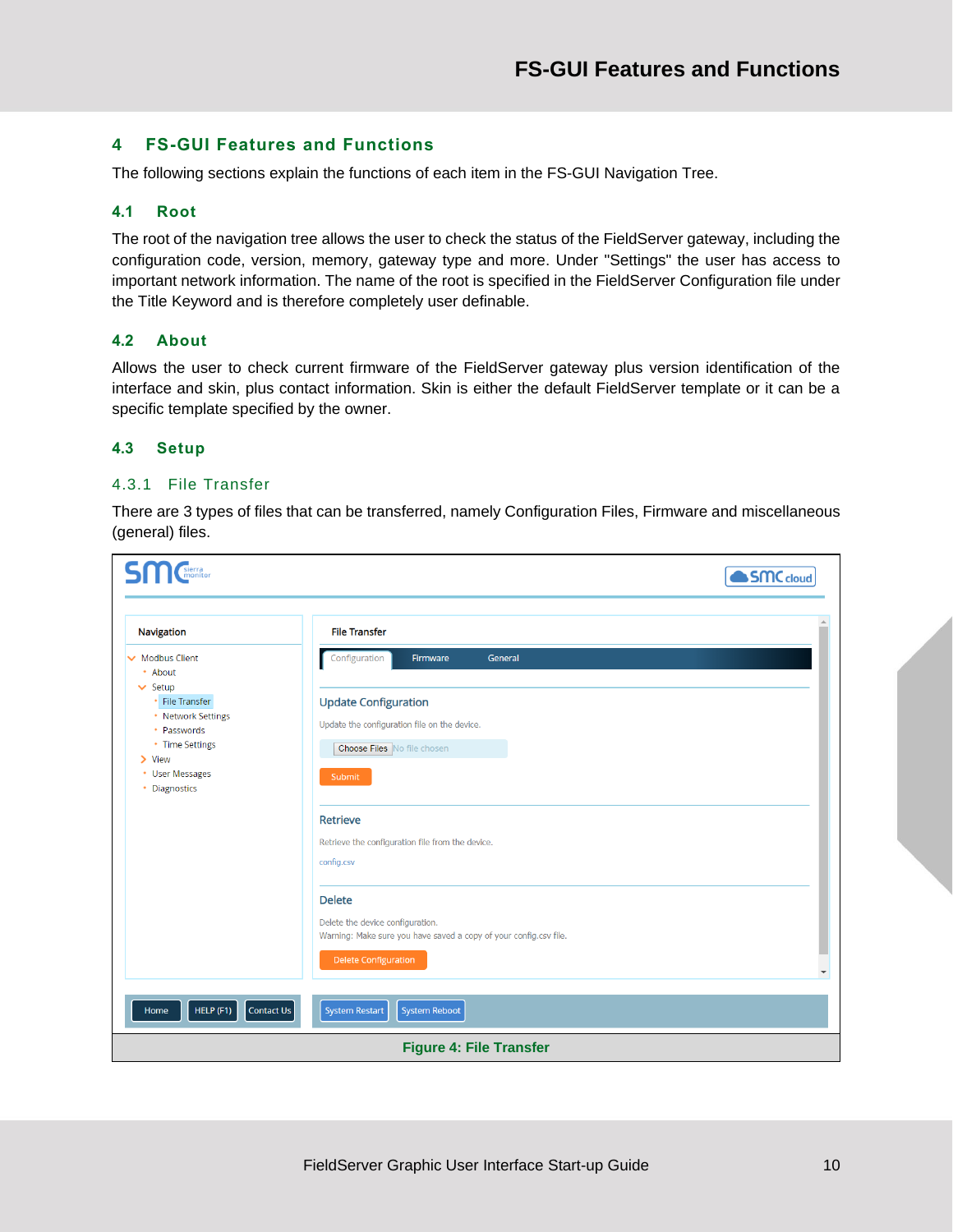# 4 FS-GUI Features and Functions

The following sections explain the functions of each item in the FS-GUI Navigation Tree.

## 4.1 Root

The root of the navigation tree allows the user to check the status of the FieldServer gateway, including the configuration code, version, memory, gateway type and more. Under "Settings" the user has access to important network information. The name of the root is specified in the FieldServer Configuration file under the Title Keyword and is therefore completely user definable.

## 4.2 About

Allows the user to check current firmware of the FieldServer gateway plus version identification of the interface and skin, plus contact information. Skin is either the default FieldServer template or it can be a specific template specified by the owner.

## 4.3 Setup

### 4.3.1 File Transfer

There are 3 types of files that can be transferred, namely Configuration Files, Firmware and miscellaneous (general) files.

**Figure 4: File Transfer**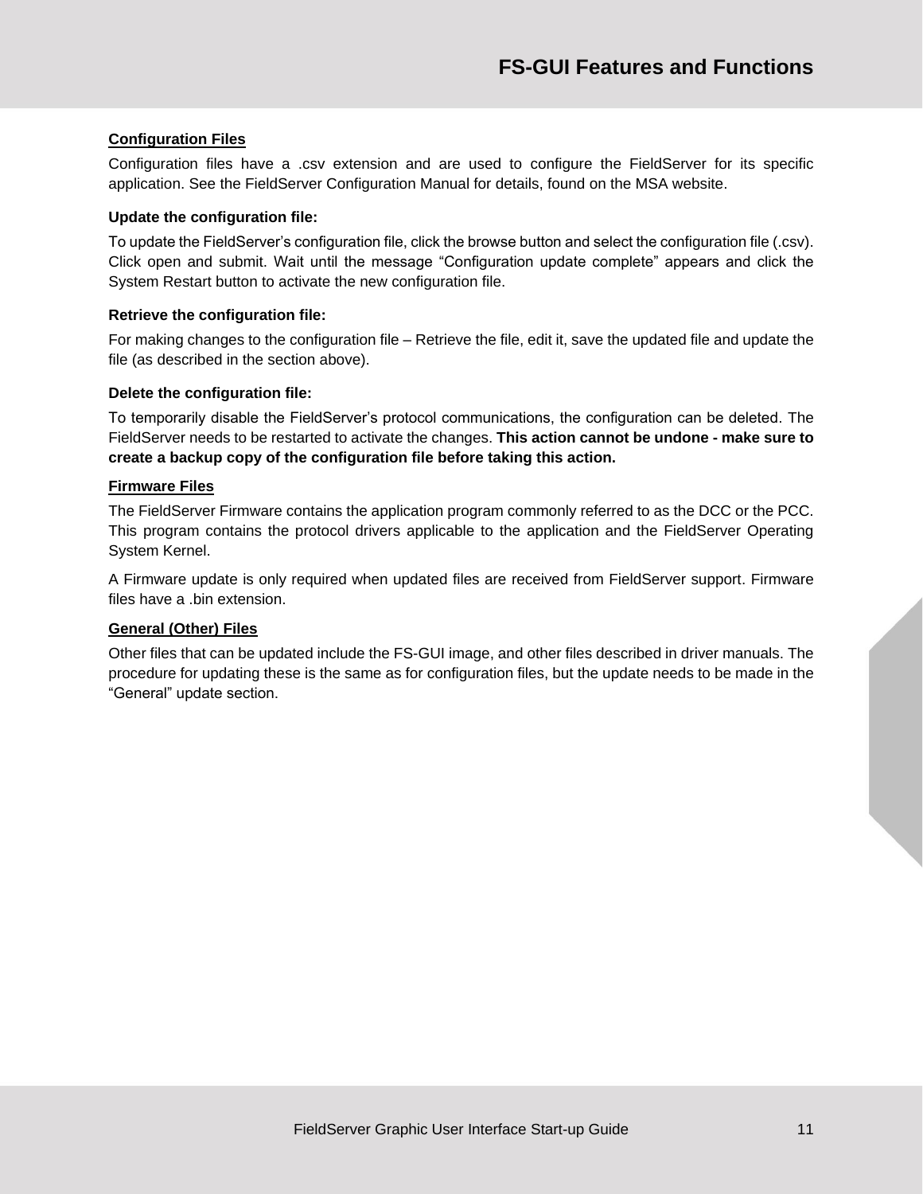### Configuration Files

Configuration files have a .csv extension and are used to configure the FieldServer for its specific application. See the FieldServer Configuration Manual for details, found on the MSA website.

**Update the configuration file:**

To update the FieldServer's configuration file, click the browse button and select the configuration file (.csv). Click open and submit. Wait until the message "Configuration update complete" appears and click the System Restart button to activate the new configuration file.

**Retrieve the configuration file:**

For making changes to the configuration file – Retrieve the file, edit it, save the updated file and update the file (as described in the section above).

**Delete the configuration file:**

To temporarily disable the FieldServer's protocol communications, the configuration can be deleted. The FieldServer needs to be restarted to activate the changes. **This action cannot be undone - make sure to create a backup copy of the configuration file before taking this action.**

### Firmware Files

The FieldServer Firmware contains the application program commonly referred to as the DCC or the PCC. This program contains the protocol drivers applicable to the application and the FieldServer Operating System Kernel.

A Firmware update is only required when updated files are received from FieldServer support. Firmware files have a .bin extension.

### General (Other) Files

Other files that can be updated include the FS-GUI image, and other files described in driver manuals. The procedure for updating these is the same as for configuration files, but the update needs to be made in the "General" update section.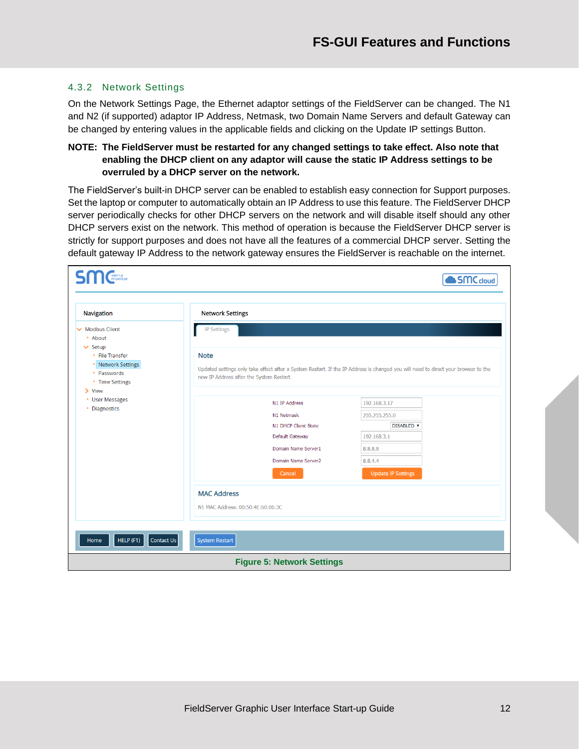### 4.3.2 Network Settings

On the Network Settings Page, the Ethernet adaptor settings of the FieldServer can be changed. The N1 and N2 (if supported) adaptor IP Address, Netmask, two Domain Name Servers and default Gateway can be changed by entering values in the applicable fields and clicking on the Update IP settings Button.

**NOTE: The FieldServer must be restarted for any changed settings to take effect. Also note that enabling the DHCP client on any adaptor will cause the static IP Address settings to be overruled by a DHCP server on the network.**

The FieldServer's built-in DHCP server can be enabled to establish easy connection for Support purposes. Set the laptop or computer to automatically obtain an IP Address to use this feature. The FieldServer DHCP server periodically checks for other DHCP servers on the network and will disable itself should any other DHCP servers exist on the network. This method of operation is because the FieldServer DHCP server is strictly for support purposes and does not have all the features of a commercial DHCP server. Setting the default gateway IP Address to the network gateway ensures the FieldServer is reachable on the internet.

**Figure 5: Network Settings**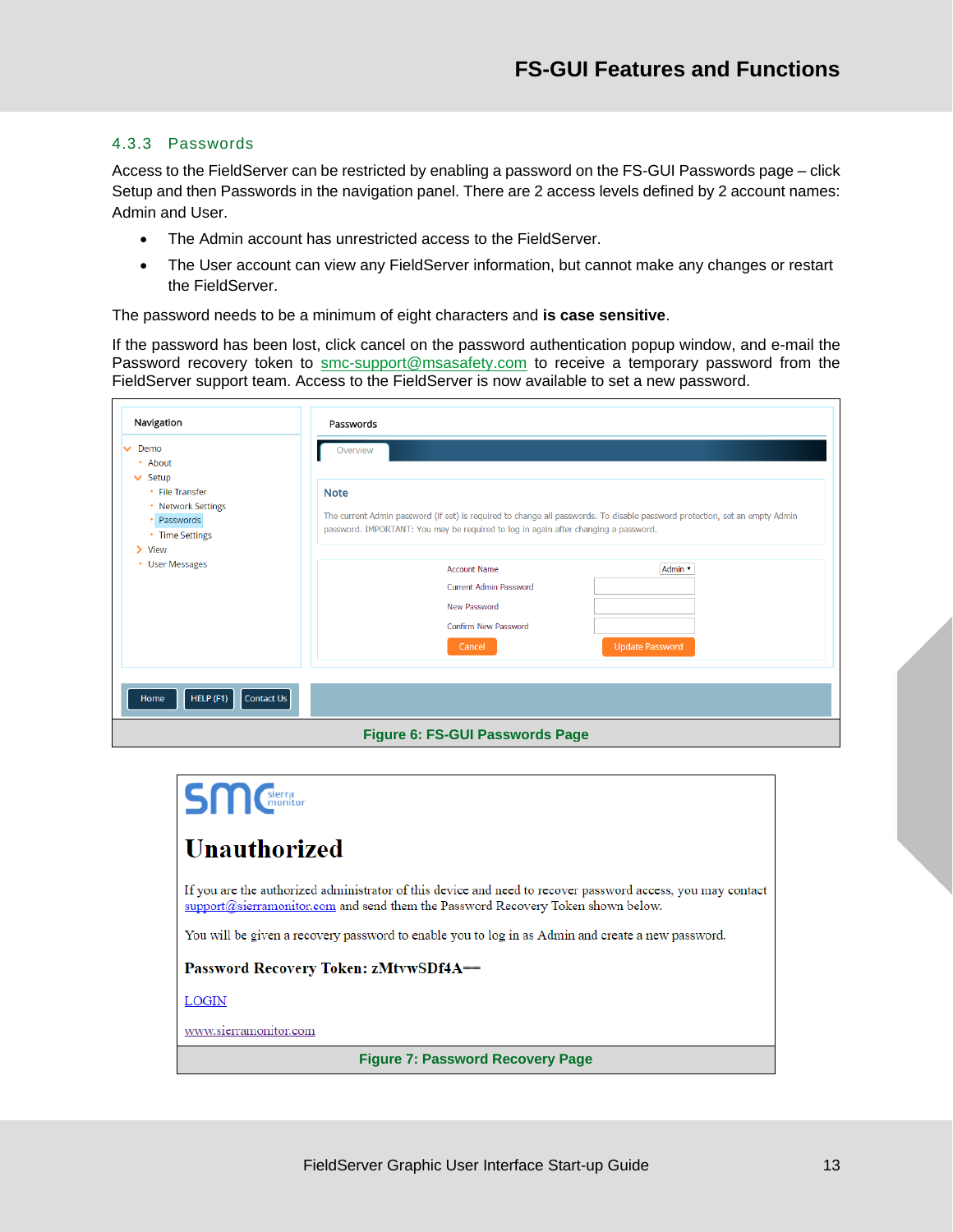### 4.3.3 Passwords

Access to the FieldServer can be restricted by enabling a password on the FS-GUI Passwords page – click Setup and then Passwords in the navigation panel. There are 2 access levels defined by 2 account names: Admin and User.

- The Admin account has unrestricted access to the FieldServer.
- The User account can view any FieldServer information, but cannot make any changes or restart the FieldServer.

The password needs to be a minimum of eight characters and **is case sensitive**.

If the password has been lost, click cancel on the password authentication popup window, and e-mail the Password recovery token to smc-support@msasafety.com to receive a temporary password from the FieldServer support team. Access to the FieldServer is now available to set a new password.

**Figure 6: FS-GUI Passwords Page**

**Figure 7: Password Recovery Page**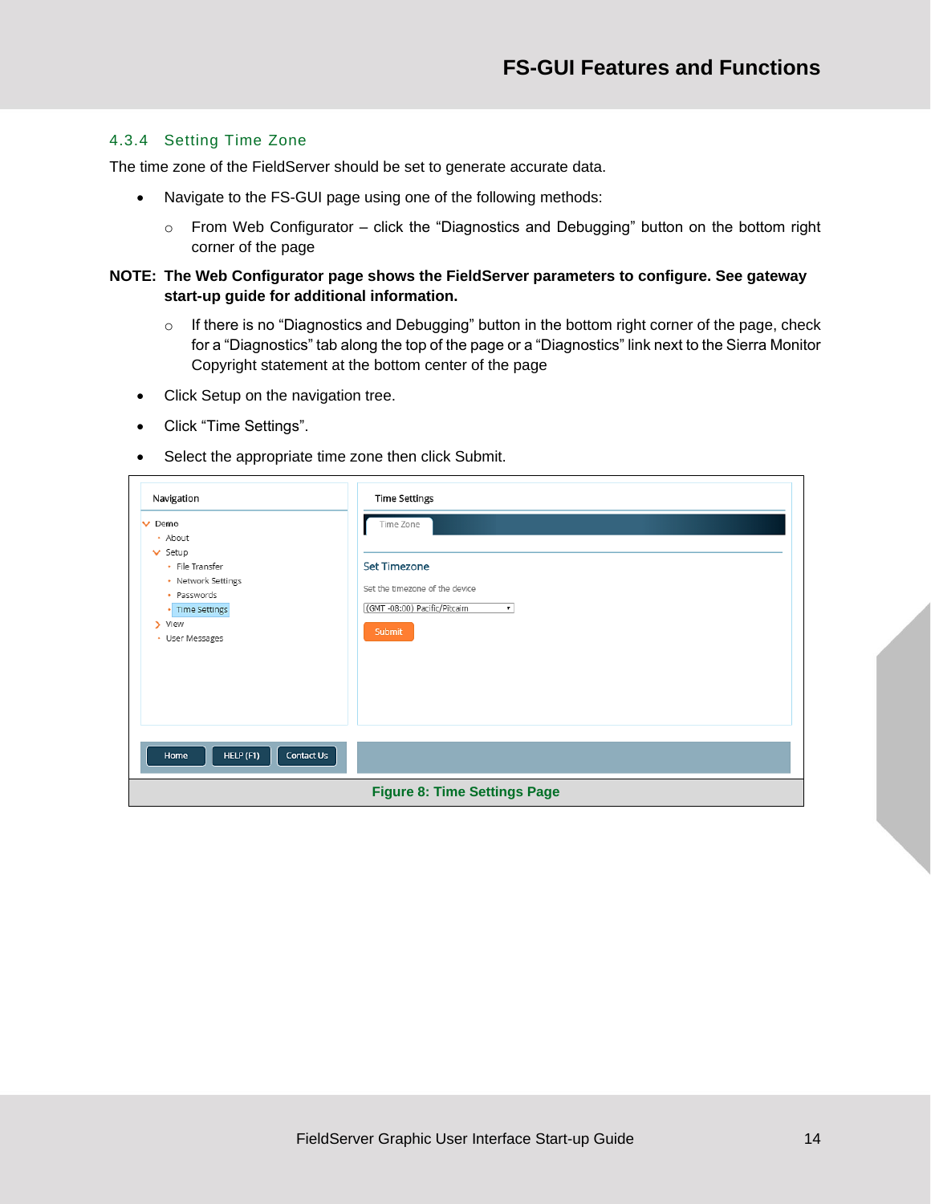### 4.3.4 Setting Time Zone

The time zone of the FieldServer should be set to generate accurate data.

- Navigate to the FS-GUI page using one of the following methods:
  - From Web Configurator – click the "Diagnostics and Debugging" button on the bottom right corner of the page

**NOTE: The Web Configurator page shows the FieldServer parameters to configure. See gateway start-up guide for additional information.**

  - If there is no "Diagnostics and Debugging" button in the bottom right corner of the page, check for a "Diagnostics" tab along the top of the page or a "Diagnostics" link next to the Sierra Monitor Copyright statement at the bottom center of the page
- Click Setup on the navigation tree.
- Click "Time Settings".
- Select the appropriate time zone then click Submit.

**Figure 8: Time Settings Page**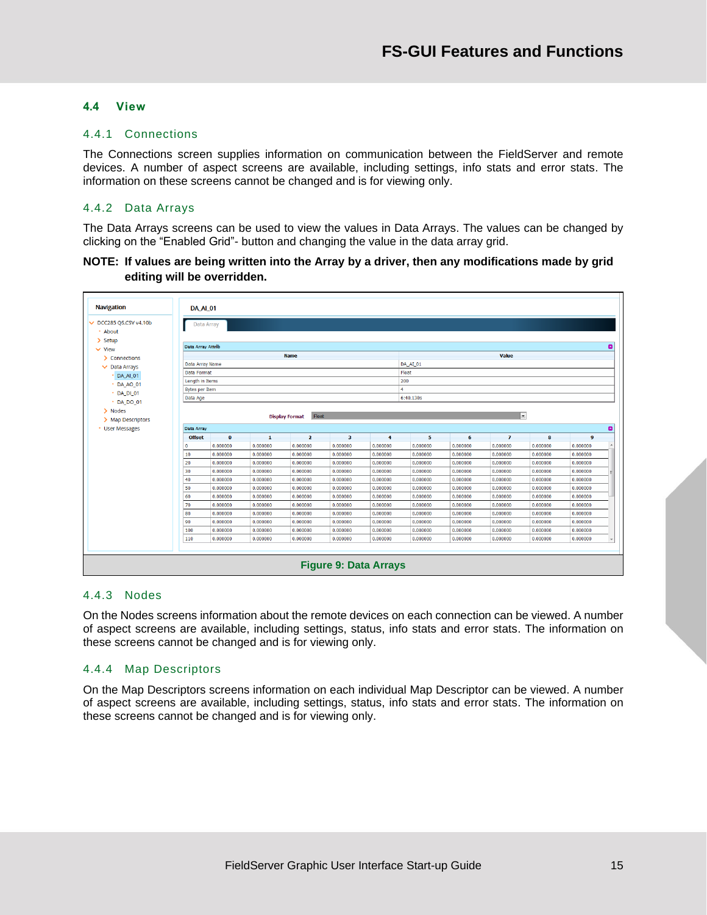## 4.4 View

### 4.4.1 Connections

The Connections screen supplies information on communication between the FieldServer and remote devices. A number of aspect screens are available, including settings, info stats and error stats. The information on these screens cannot be changed and is for viewing only.

### 4.4.2 Data Arrays

The Data Arrays screens can be used to view the values in Data Arrays. The values can be changed by clicking on the "Enabled Grid"- button and changing the value in the data array grid.

**NOTE: If values are being written into the Array by a driver, then any modifications made by grid editing will be overridden.**

Figure 9: Data Arrays

### 4.4.3 Nodes

On the Nodes screens information about the remote devices on each connection can be viewed. A number of aspect screens are available, including settings, status, info stats and error stats. The information on these screens cannot be changed and is for viewing only.

### 4.4.4 Map Descriptors

On the Map Descriptors screens information on each individual Map Descriptor can be viewed. A number of aspect screens are available, including settings, status, info stats and error stats. The information on these screens cannot be changed and is for viewing only.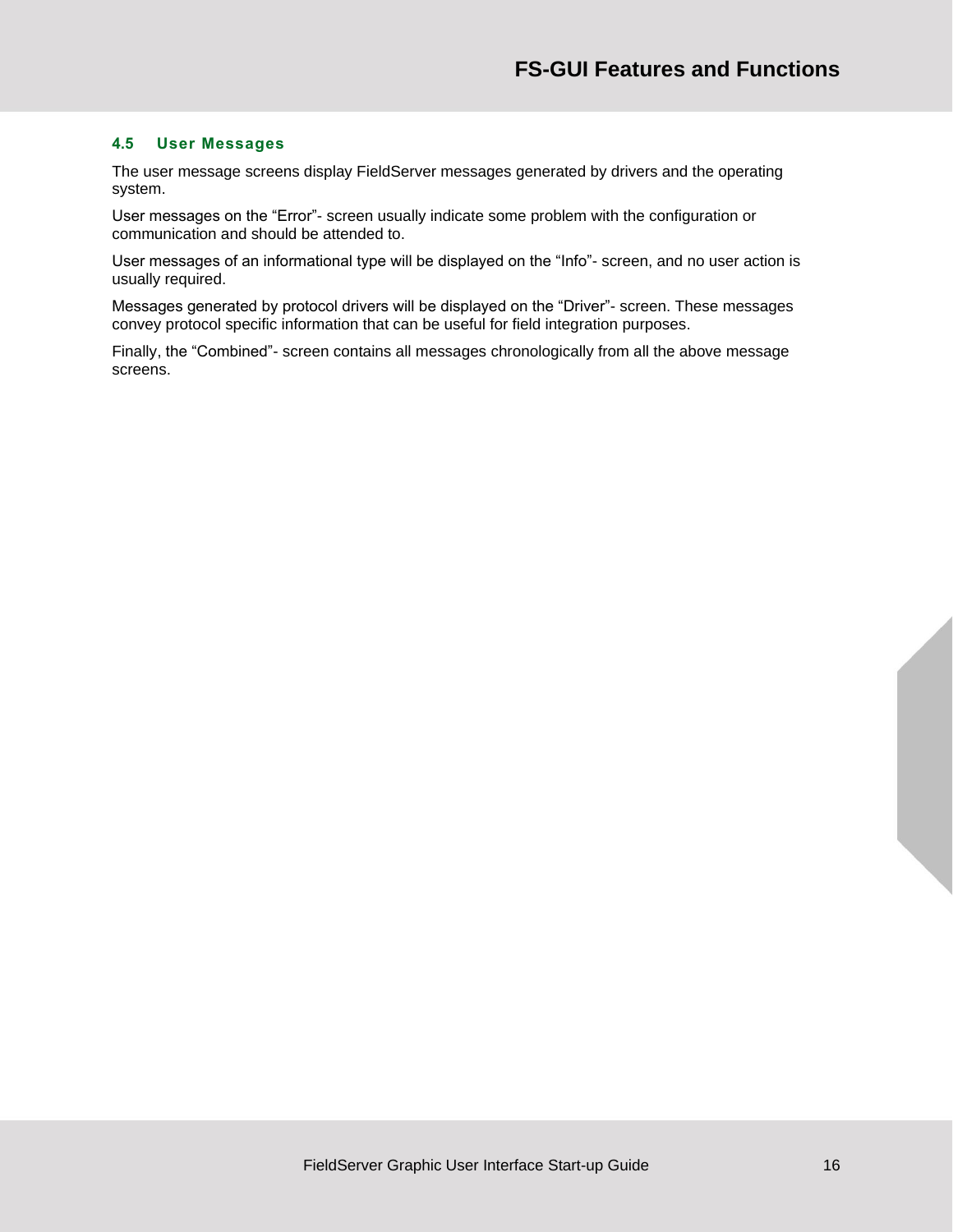### 4.5 User Messages

The user message screens display FieldServer messages generated by drivers and the operating system.

User messages on the “Error”- screen usually indicate some problem with the configuration or communication and should be attended to.

User messages of an informational type will be displayed on the “Info”- screen, and no user action is usually required.

Messages generated by protocol drivers will be displayed on the “Driver”- screen. These messages convey protocol specific information that can be useful for field integration purposes.

Finally, the “Combined”- screen contains all messages chronologically from all the above message screens.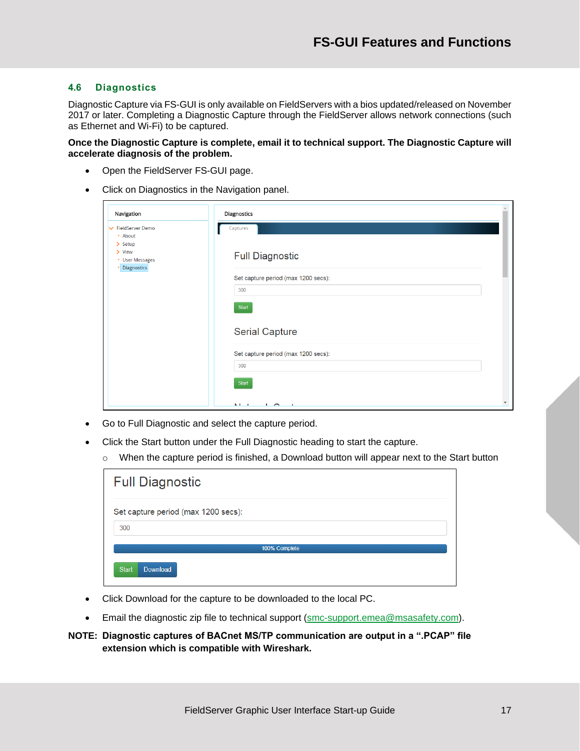## 4.6 Diagnostics

Diagnostic Capture via FS-GUI is only available on FieldServers with a bios updated/released on November 2017 or later. Completing a Diagnostic Capture through the FieldServer allows network connections (such as Ethernet and Wi-Fi) to be captured.

**Once the Diagnostic Capture is complete, email it to technical support. The Diagnostic Capture will accelerate diagnosis of the problem.**

- Open the FieldServer FS-GUI page.
- Click on Diagnostics in the Navigation panel.

- Go to Full Diagnostic and select the capture period.
- Click the Start button under the Full Diagnostic heading to start the capture.
  - When the capture period is finished, a Download button will appear next to the Start button

- Click Download for the capture to be downloaded to the local PC.
- Email the diagnostic zip file to technical support (smc-support.emea@msasafety.com).

**NOTE: Diagnostic captures of BACnet MS/TP communication are output in a ".PCAP" file extension which is compatible with Wireshark.**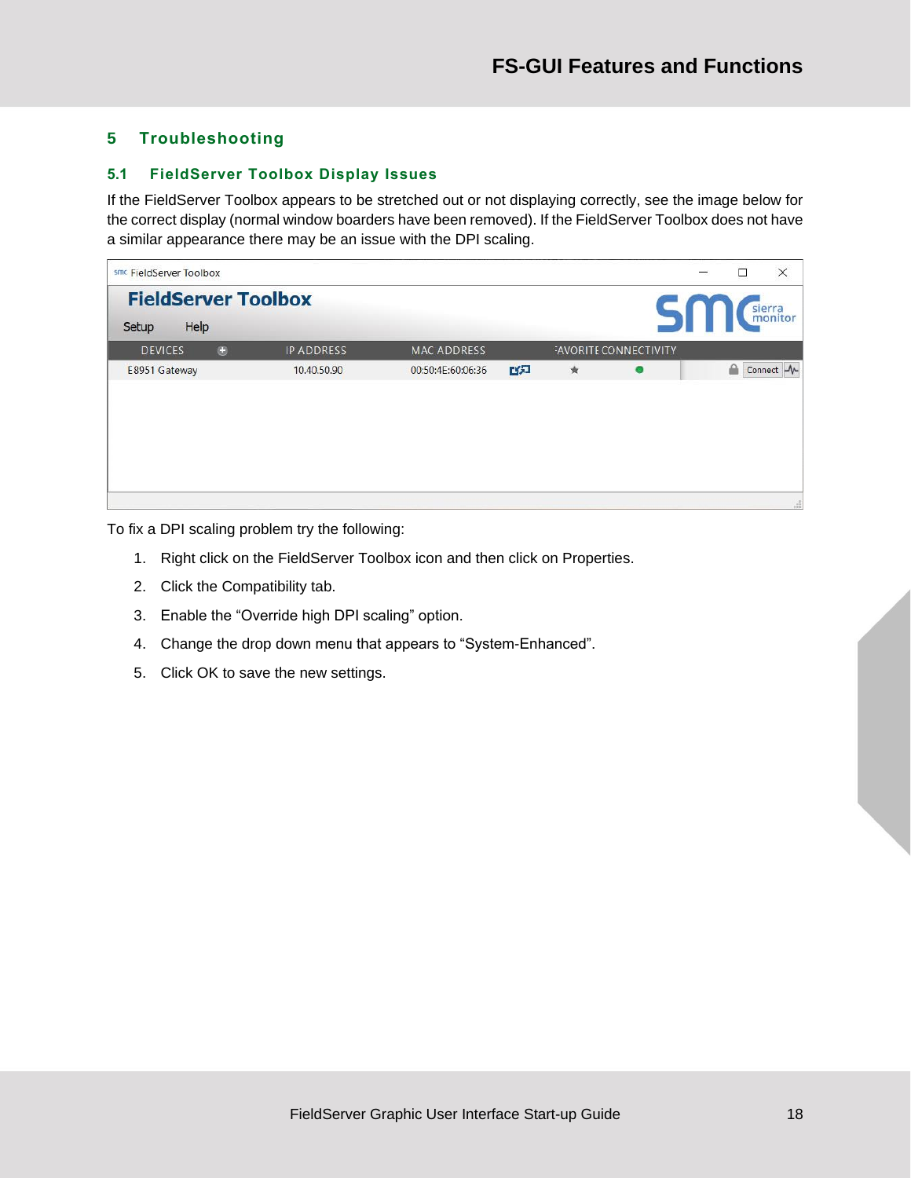# 5 Troubleshooting

## 5.1 FieldServer Toolbox Display Issues

If the FieldServer Toolbox appears to be stretched out or not displaying correctly, see the image below for the correct display (normal window boarders have been removed). If the FieldServer Toolbox does not have a similar appearance there may be an issue with the DPI scaling.

To fix a DPI scaling problem try the following:

1. Right click on the FieldServer Toolbox icon and then click on Properties.
2. Click the Compatibility tab.
3. Enable the “Override high DPI scaling” option.
4. Change the drop down menu that appears to “System-Enhanced”.
5. Click OK to save the new settings.